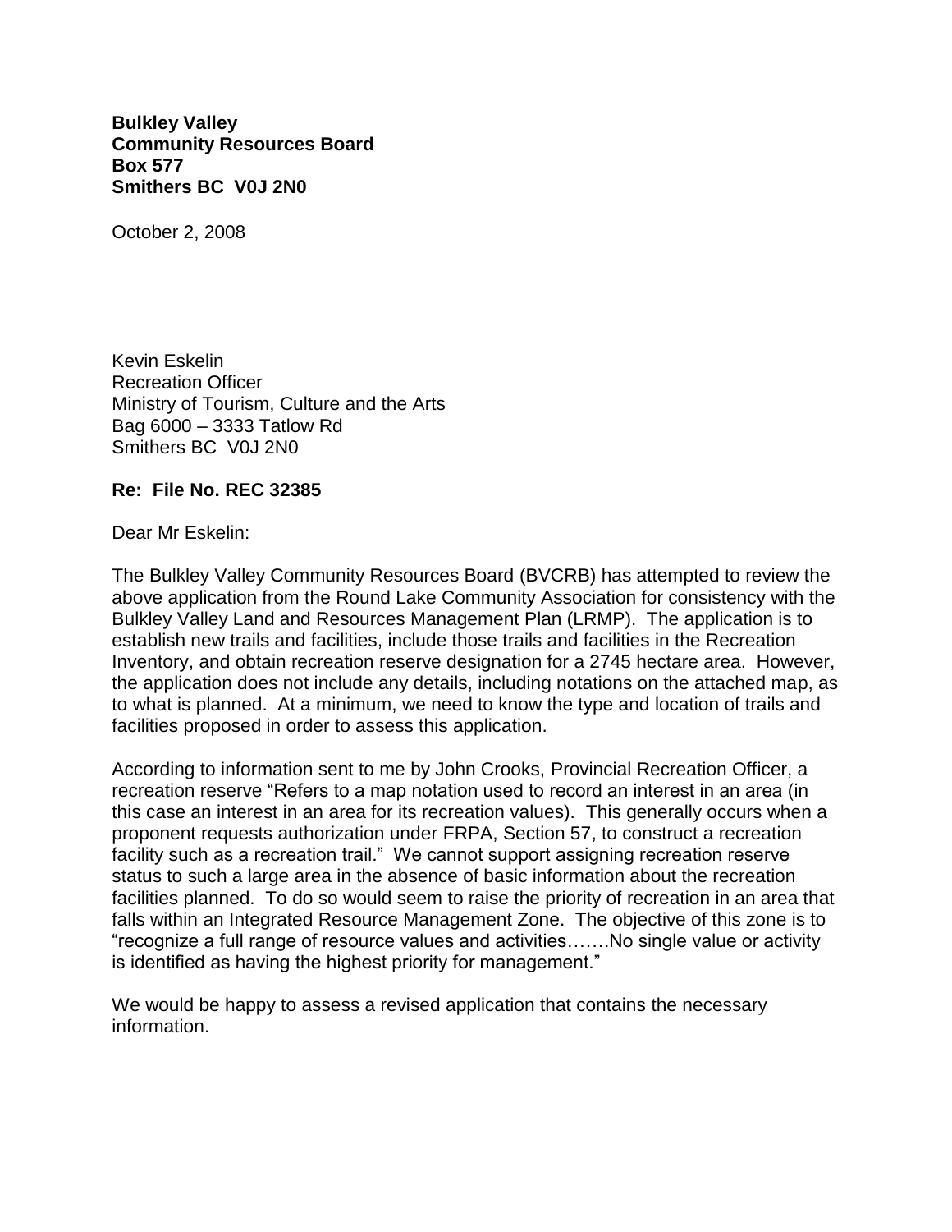**Bulkley Valley**
**Community Resources Board**
**Box 577**
**Smithers BC V0J 2N0**

---

October 2, 2008

Kevin Eskelin
Recreation Officer
Ministry of Tourism, Culture and the Arts
Bag 6000 – 3333 Tatlow Rd
Smithers BC V0J 2N0

**Re: File No. REC 32385**

Dear Mr Eskelin:

The Bulkley Valley Community Resources Board (BVCRB) has attempted to review the above application from the Round Lake Community Association for consistency with the Bulkley Valley Land and Resources Management Plan (LRMP). The application is to establish new trails and facilities, include those trails and facilities in the Recreation Inventory, and obtain recreation reserve designation for a 2745 hectare area. However, the application does not include any details, including notations on the attached map, as to what is planned. At a minimum, we need to know the type and location of trails and facilities proposed in order to assess this application.

According to information sent to me by John Crooks, Provincial Recreation Officer, a recreation reserve "Refers to a map notation used to record an interest in an area (in this case an interest in an area for its recreation values). This generally occurs when a proponent requests authorization under FRPA, Section 57, to construct a recreation facility such as a recreation trail." We cannot support assigning recreation reserve status to such a large area in the absence of basic information about the recreation facilities planned. To do so would seem to raise the priority of recreation in an area that falls within an Integrated Resource Management Zone. The objective of this zone is to "recognize a full range of resource values and activities…….No single value or activity is identified as having the highest priority for management."

We would be happy to assess a revised application that contains the necessary information.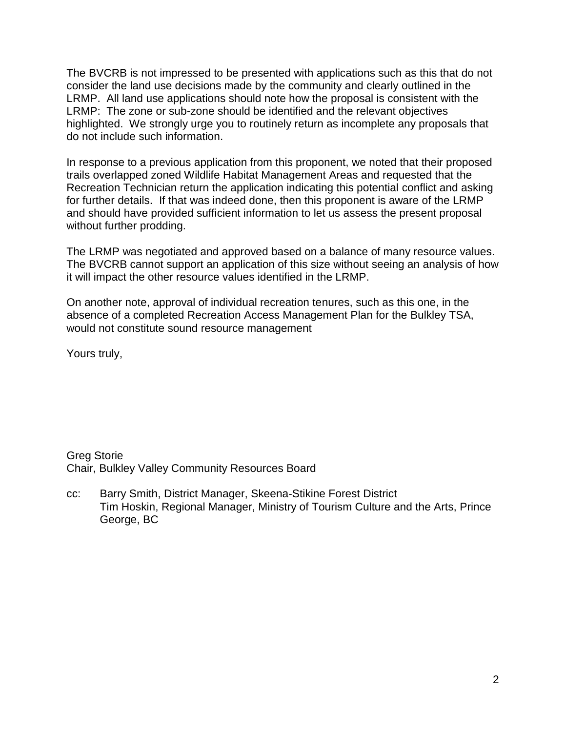The BVCRB is not impressed to be presented with applications such as this that do not consider the land use decisions made by the community and clearly outlined in the LRMP. All land use applications should note how the proposal is consistent with the LRMP: The zone or sub-zone should be identified and the relevant objectives highlighted. We strongly urge you to routinely return as incomplete any proposals that do not include such information.

In response to a previous application from this proponent, we noted that their proposed trails overlapped zoned Wildlife Habitat Management Areas and requested that the Recreation Technician return the application indicating this potential conflict and asking for further details. If that was indeed done, then this proponent is aware of the LRMP and should have provided sufficient information to let us assess the present proposal without further prodding.

The LRMP was negotiated and approved based on a balance of many resource values. The BVCRB cannot support an application of this size without seeing an analysis of how it will impact the other resource values identified in the LRMP.

On another note, approval of individual recreation tenures, such as this one, in the absence of a completed Recreation Access Management Plan for the Bulkley TSA, would not constitute sound resource management

Yours truly,

Greg Storie
Chair, Bulkley Valley Community Resources Board

cc: Barry Smith, District Manager, Skeena-Stikine Forest District
Tim Hoskin, Regional Manager, Ministry of Tourism Culture and the Arts, Prince George, BC